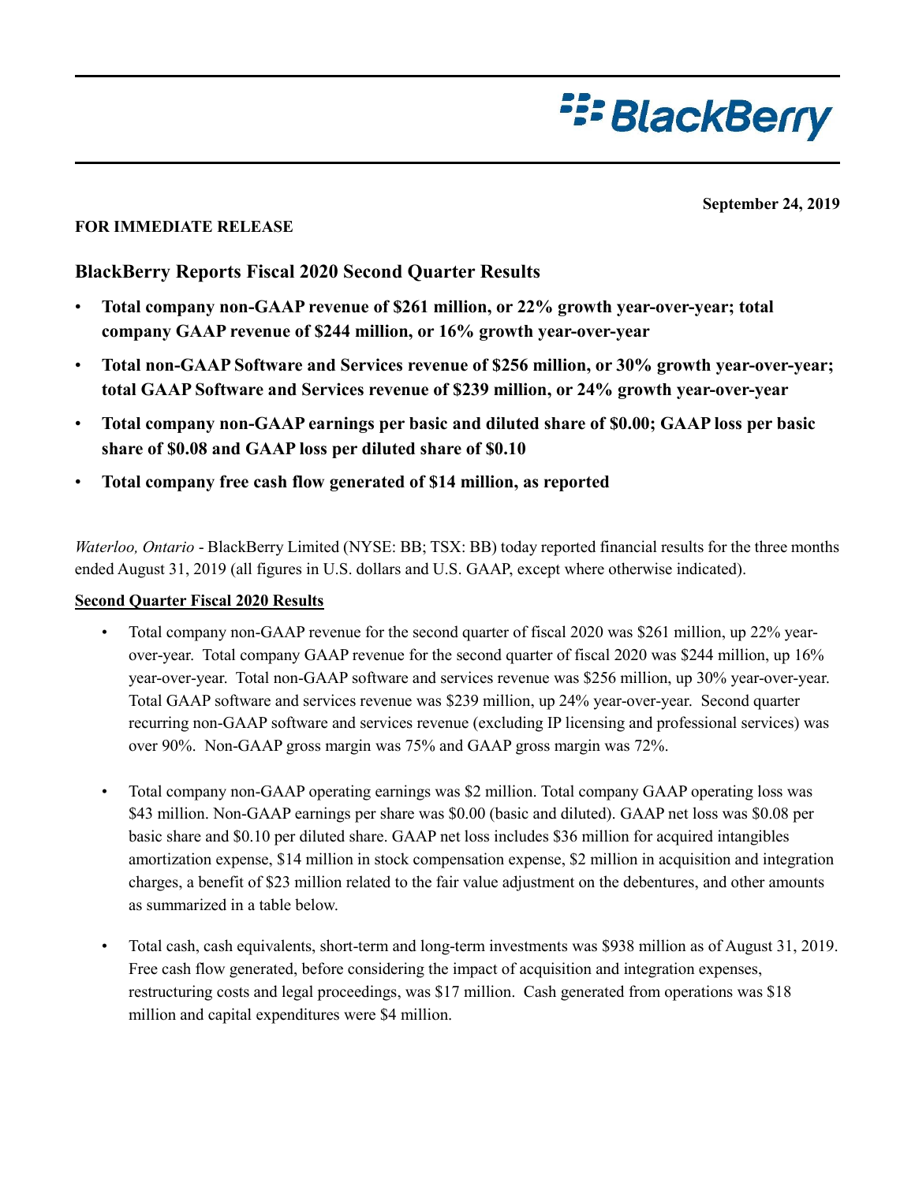September 24, 2019

**FOR IMMEDIATE RELEASE**

## BlackBerry Reports Fiscal 2020 Second Quarter Results

- **Total company non-GAAP revenue of $261 million, or 22% growth year-over-year; total company GAAP revenue of $244 million, or 16% growth year-over-year**
- **Total non-GAAP Software and Services revenue of $256 million, or 30% growth year-over-year; total GAAP Software and Services revenue of $239 million, or 24% growth year-over-year**
- **Total company non-GAAP earnings per basic and diluted share of $0.00; GAAP loss per basic share of $0.08 and GAAP loss per diluted share of $0.10**
- **Total company free cash flow generated of $14 million, as reported**

*Waterloo, Ontario* - BlackBerry Limited (NYSE: BB; TSX: BB) today reported financial results for the three months ended August 31, 2019 (all figures in U.S. dollars and U.S. GAAP, except where otherwise indicated).

**Second Quarter Fiscal 2020 Results**

- Total company non-GAAP revenue for the second quarter of fiscal 2020 was $261 million, up 22% year-over-year. Total company GAAP revenue for the second quarter of fiscal 2020 was $244 million, up 16% year-over-year. Total non-GAAP software and services revenue was $256 million, up 30% year-over-year. Total GAAP software and services revenue was $239 million, up 24% year-over-year. Second quarter recurring non-GAAP software and services revenue (excluding IP licensing and professional services) was over 90%. Non-GAAP gross margin was 75% and GAAP gross margin was 72%.

- Total company non-GAAP operating earnings was $2 million. Total company GAAP operating loss was $43 million. Non-GAAP earnings per share was $0.00 (basic and diluted). GAAP net loss was $0.08 per basic share and $0.10 per diluted share. GAAP net loss includes $36 million for acquired intangibles amortization expense, $14 million in stock compensation expense, $2 million in acquisition and integration charges, a benefit of $23 million related to the fair value adjustment on the debentures, and other amounts as summarized in a table below.

- Total cash, cash equivalents, short-term and long-term investments was $938 million as of August 31, 2019. Free cash flow generated, before considering the impact of acquisition and integration expenses, restructuring costs and legal proceedings, was $17 million. Cash generated from operations was $18 million and capital expenditures were $4 million.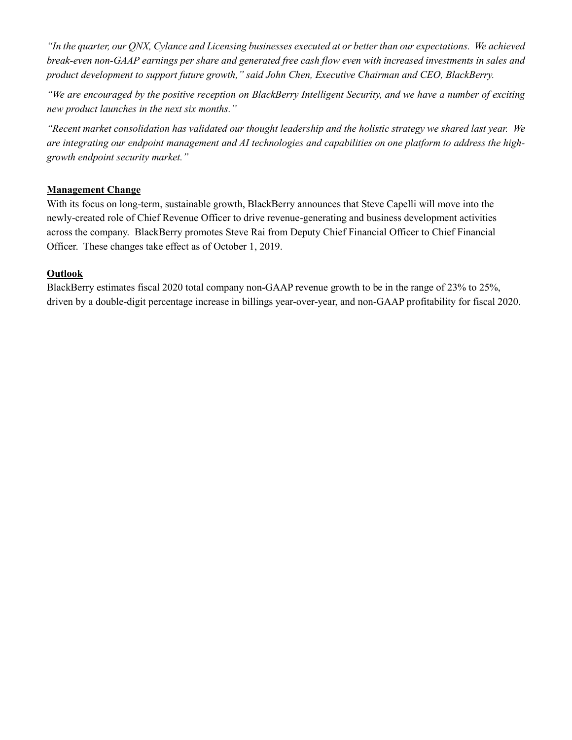*"In the quarter, our QNX, Cylance and Licensing businesses executed at or better than our expectations. We achieved break-even non-GAAP earnings per share and generated free cash flow even with increased investments in sales and product development to support future growth," said John Chen, Executive Chairman and CEO, BlackBerry.*

*"We are encouraged by the positive reception on BlackBerry Intelligent Security, and we have a number of exciting new product launches in the next six months."*

*"Recent market consolidation has validated our thought leadership and the holistic strategy we shared last year. We are integrating our endpoint management and AI technologies and capabilities on one platform to address the high-growth endpoint security market."*

**Management Change**

With its focus on long-term, sustainable growth, BlackBerry announces that Steve Capelli will move into the newly-created role of Chief Revenue Officer to drive revenue-generating and business development activities across the company. BlackBerry promotes Steve Rai from Deputy Chief Financial Officer to Chief Financial Officer. These changes take effect as of October 1, 2019.

**Outlook**

BlackBerry estimates fiscal 2020 total company non-GAAP revenue growth to be in the range of 23% to 25%, driven by a double-digit percentage increase in billings year-over-year, and non-GAAP profitability for fiscal 2020.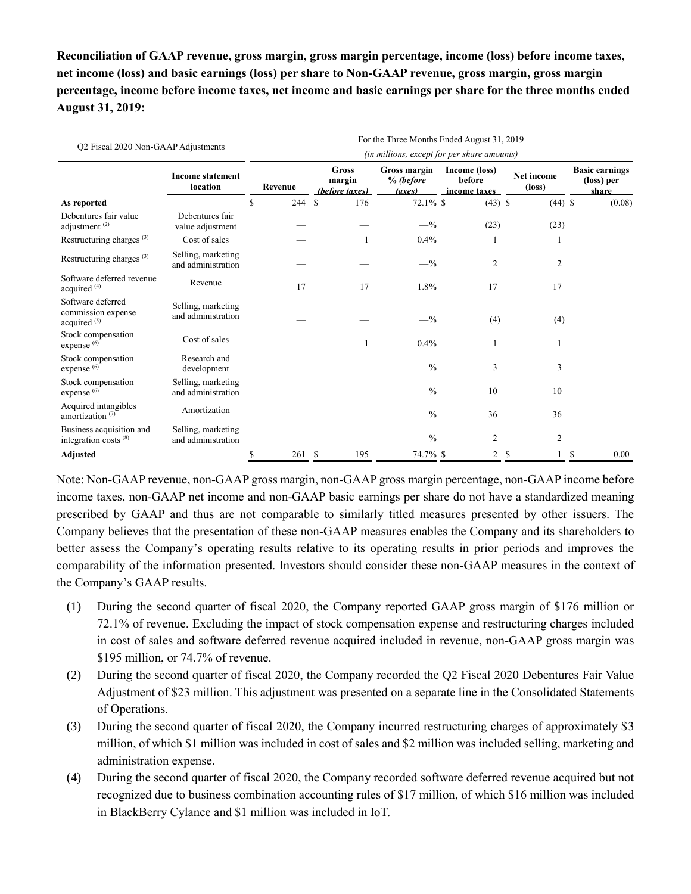**Reconciliation of GAAP revenue, gross margin, gross margin percentage, income (loss) before income taxes, net income (loss) and basic earnings (loss) per share to Non-GAAP revenue, gross margin, gross margin percentage, income before income taxes, net income and basic earnings per share for the three months ended August 31, 2019:**

| Q2 Fiscal 2020 Non-GAAP Adjustments | | For the Three Months Ended August 31, 2019 *(in millions, except for per share amounts)* | | | | | |
|---|---|---|---|---|---|---|---|
| | **Income statement location** | **Revenue** | **Gross margin *(before taxes)*** | **Gross margin % *(before taxes)*** | **Income (loss) before income taxes** | **Net income (loss)** | **Basic earnings (loss) per share** |
| **As reported** | | $ 244 | $ 176 | 72.1 % | $ (43) | $ (44) | $ (0.08) |
| Debentures fair value adjustment [(2)] | Debentures fair value adjustment | — | — | — % | (23) | (23) | |
| Restructuring charges [(3)] | Cost of sales | — | 1 | 0.4 % | 1 | 1 | |
| Restructuring charges [(3)] | Selling, marketing and administration | — | — | — % | 2 | 2 | |
| Software deferred revenue acquired [(4)] | Revenue | 17 | 17 | 1.8 % | 17 | 17 | |
| Software deferred commission expense acquired [(5)] | Selling, marketing and administration | — | — | — % | (4) | (4) | |
| Stock compensation expense [(6)] | Cost of sales | — | 1 | 0.4 % | 1 | 1 | |
| Stock compensation expense [(6)] | Research and development | — | — | — % | 3 | 3 | |
| Stock compensation expense [(6)] | Selling, marketing and administration | — | — | — % | 10 | 10 | |
| Acquired intangibles amortization [(7)] | Amortization | — | — | — % | 36 | 36 | |
| Business acquisition and integration costs [(8)] | Selling, marketing and administration | — | — | — % | 2 | 2 | |
| **Adjusted** | | $ 261 | $ 195 | 74.7 % | $ 2 | $ 1 | $ 0.00 |

Note: Non-GAAP revenue, non-GAAP gross margin, non-GAAP gross margin percentage, non-GAAP income before income taxes, non-GAAP net income and non-GAAP basic earnings per share do not have a standardized meaning prescribed by GAAP and thus are not comparable to similarly titled measures presented by other issuers. The Company believes that the presentation of these non-GAAP measures enables the Company and its shareholders to better assess the Company's operating results relative to its operating results in prior periods and improves the comparability of the information presented. Investors should consider these non-GAAP measures in the context of the Company's GAAP results.

(1) During the second quarter of fiscal 2020, the Company reported GAAP gross margin of $176 million or 72.1% of revenue. Excluding the impact of stock compensation expense and restructuring charges included in cost of sales and software deferred revenue acquired included in revenue, non-GAAP gross margin was $195 million, or 74.7% of revenue.

(2) During the second quarter of fiscal 2020, the Company recorded the Q2 Fiscal 2020 Debentures Fair Value Adjustment of $23 million. This adjustment was presented on a separate line in the Consolidated Statements of Operations.

(3) During the second quarter of fiscal 2020, the Company incurred restructuring charges of approximately $3 million, of which $1 million was included in cost of sales and $2 million was included selling, marketing and administration expense.

(4) During the second quarter of fiscal 2020, the Company recorded software deferred revenue acquired but not recognized due to business combination accounting rules of $17 million, of which $16 million was included in BlackBerry Cylance and $1 million was included in IoT.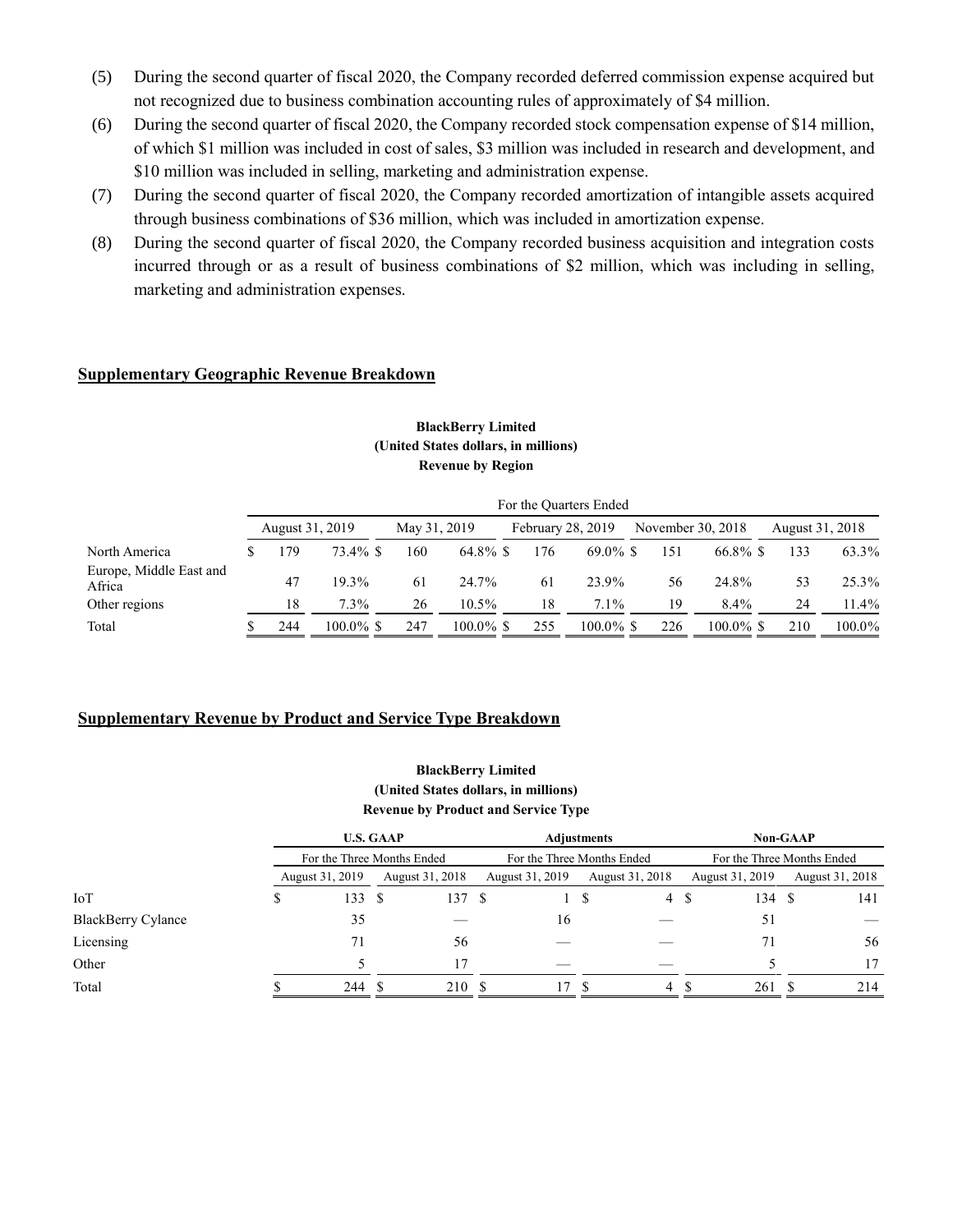(5) During the second quarter of fiscal 2020, the Company recorded deferred commission expense acquired but not recognized due to business combination accounting rules of approximately of $4 million.

(6) During the second quarter of fiscal 2020, the Company recorded stock compensation expense of $14 million, of which $1 million was included in cost of sales, $3 million was included in research and development, and $10 million was included in selling, marketing and administration expense.

(7) During the second quarter of fiscal 2020, the Company recorded amortization of intangible assets acquired through business combinations of $36 million, which was included in amortization expense.

(8) During the second quarter of fiscal 2020, the Company recorded business acquisition and integration costs incurred through or as a result of business combinations of $2 million, which was including in selling, marketing and administration expenses.

## Supplementary Geographic Revenue Breakdown

**BlackBerry Limited**
**(United States dollars, in millions)**
**Revenue by Region**

| | For the Quarters Ended | | | | | | | | | |
|---|---|---|---|---|---|---|---|---|---|---|
| | August 31, 2019 | | May 31, 2019 | | February 28, 2019 | | November 30, 2018 | | August 31, 2018 | |
| North America | $ 179 | 73.4% | $ 160 | 64.8% | $ 176 | 69.0% | $ 151 | 66.8% | $ 133 | 63.3% |
| Europe, Middle East and Africa | 47 | 19.3% | 61 | 24.7% | 61 | 23.9% | 56 | 24.8% | 53 | 25.3% |
| Other regions | 18 | 7.3% | 26 | 10.5% | 18 | 7.1% | 19 | 8.4% | 24 | 11.4% |
| Total | $ 244 | 100.0% | $ 247 | 100.0% | $ 255 | 100.0% | $ 226 | 100.0% | $ 210 | 100.0% |

## Supplementary Revenue by Product and Service Type Breakdown

**BlackBerry Limited**
**(United States dollars, in millions)**
**Revenue by Product and Service Type**

| | U.S. GAAP | | Adjustments | | Non-GAAP | |
|---|---|---|---|---|---|---|
| | For the Three Months Ended | | For the Three Months Ended | | For the Three Months Ended | |
| | August 31, 2019 | August 31, 2018 | August 31, 2019 | August 31, 2018 | August 31, 2019 | August 31, 2018 |
| IoT | $ 133 | $ 137 | $ 1 | $ 4 | $ 134 | $ 141 |
| BlackBerry Cylance | 35 | — | 16 | — | 51 | — |
| Licensing | 71 | 56 | — | — | 71 | 56 |
| Other | 5 | 17 | — | — | 5 | 17 |
| Total | $ 244 | $ 210 | $ 17 | $ 4 | $ 261 | $ 214 |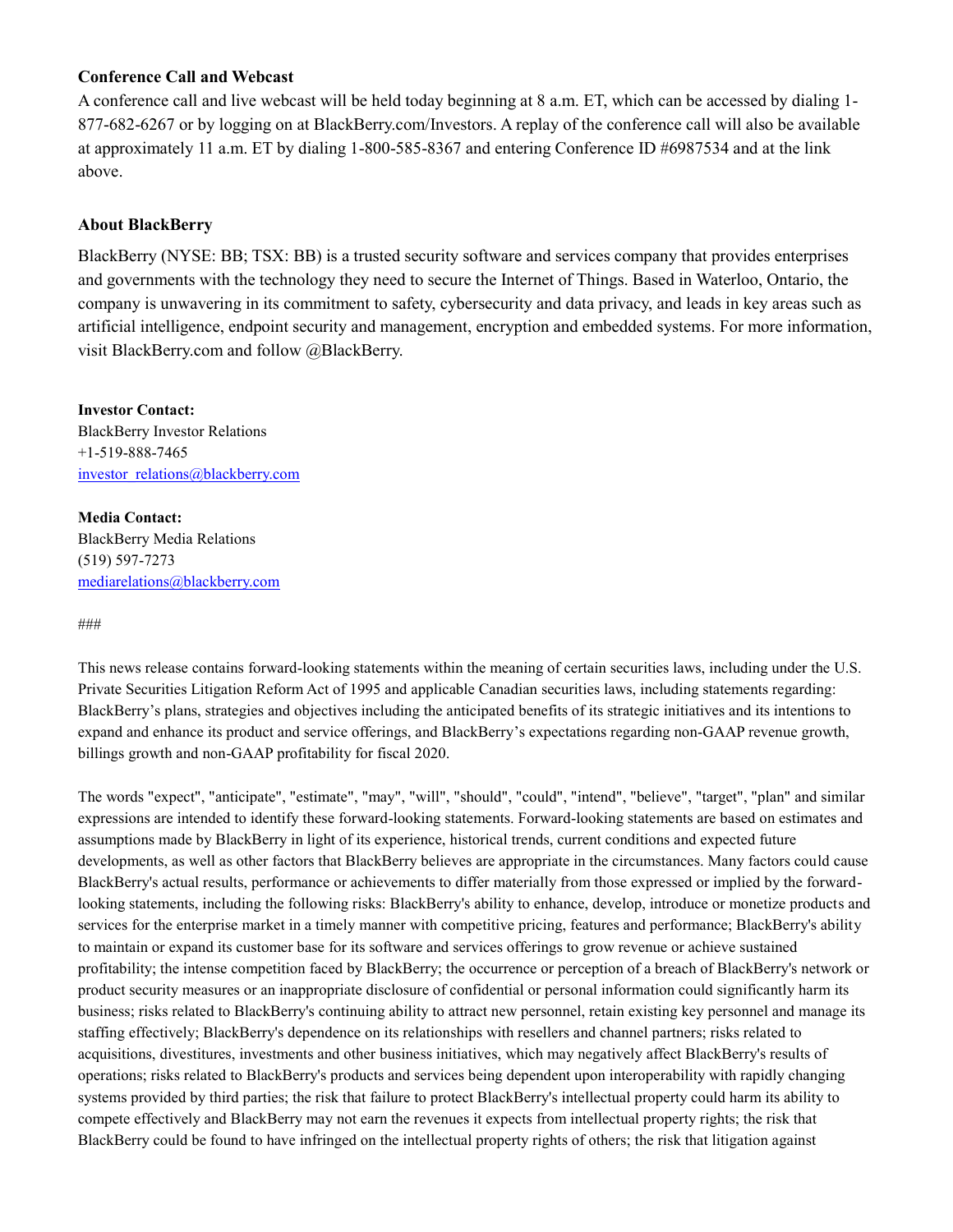**Conference Call and Webcast**

A conference call and live webcast will be held today beginning at 8 a.m. ET, which can be accessed by dialing 1-877-682-6267 or by logging on at BlackBerry.com/Investors. A replay of the conference call will also be available at approximately 11 a.m. ET by dialing 1-800-585-8367 and entering Conference ID #6987534 and at the link above.

**About BlackBerry**

BlackBerry (NYSE: BB; TSX: BB) is a trusted security software and services company that provides enterprises and governments with the technology they need to secure the Internet of Things. Based in Waterloo, Ontario, the company is unwavering in its commitment to safety, cybersecurity and data privacy, and leads in key areas such as artificial intelligence, endpoint security and management, encryption and embedded systems. For more information, visit BlackBerry.com and follow @BlackBerry.

**Investor Contact:**
BlackBerry Investor Relations
+1-519-888-7465
investor_relations@blackberry.com

**Media Contact:**
BlackBerry Media Relations
(519) 597-7273
mediarelations@blackberry.com

###

This news release contains forward-looking statements within the meaning of certain securities laws, including under the U.S. Private Securities Litigation Reform Act of 1995 and applicable Canadian securities laws, including statements regarding: BlackBerry's plans, strategies and objectives including the anticipated benefits of its strategic initiatives and its intentions to expand and enhance its product and service offerings, and BlackBerry's expectations regarding non-GAAP revenue growth, billings growth and non-GAAP profitability for fiscal 2020.

The words "expect", "anticipate", "estimate", "may", "will", "should", "could", "intend", "believe", "target", "plan" and similar expressions are intended to identify these forward-looking statements. Forward-looking statements are based on estimates and assumptions made by BlackBerry in light of its experience, historical trends, current conditions and expected future developments, as well as other factors that BlackBerry believes are appropriate in the circumstances. Many factors could cause BlackBerry's actual results, performance or achievements to differ materially from those expressed or implied by the forward-looking statements, including the following risks: BlackBerry's ability to enhance, develop, introduce or monetize products and services for the enterprise market in a timely manner with competitive pricing, features and performance; BlackBerry's ability to maintain or expand its customer base for its software and services offerings to grow revenue or achieve sustained profitability; the intense competition faced by BlackBerry; the occurrence or perception of a breach of BlackBerry's network or product security measures or an inappropriate disclosure of confidential or personal information could significantly harm its business; risks related to BlackBerry's continuing ability to attract new personnel, retain existing key personnel and manage its staffing effectively; BlackBerry's dependence on its relationships with resellers and channel partners; risks related to acquisitions, divestitures, investments and other business initiatives, which may negatively affect BlackBerry's results of operations; risks related to BlackBerry's products and services being dependent upon interoperability with rapidly changing systems provided by third parties; the risk that failure to protect BlackBerry's intellectual property could harm its ability to compete effectively and BlackBerry may not earn the revenues it expects from intellectual property rights; the risk that BlackBerry could be found to have infringed on the intellectual property rights of others; the risk that litigation against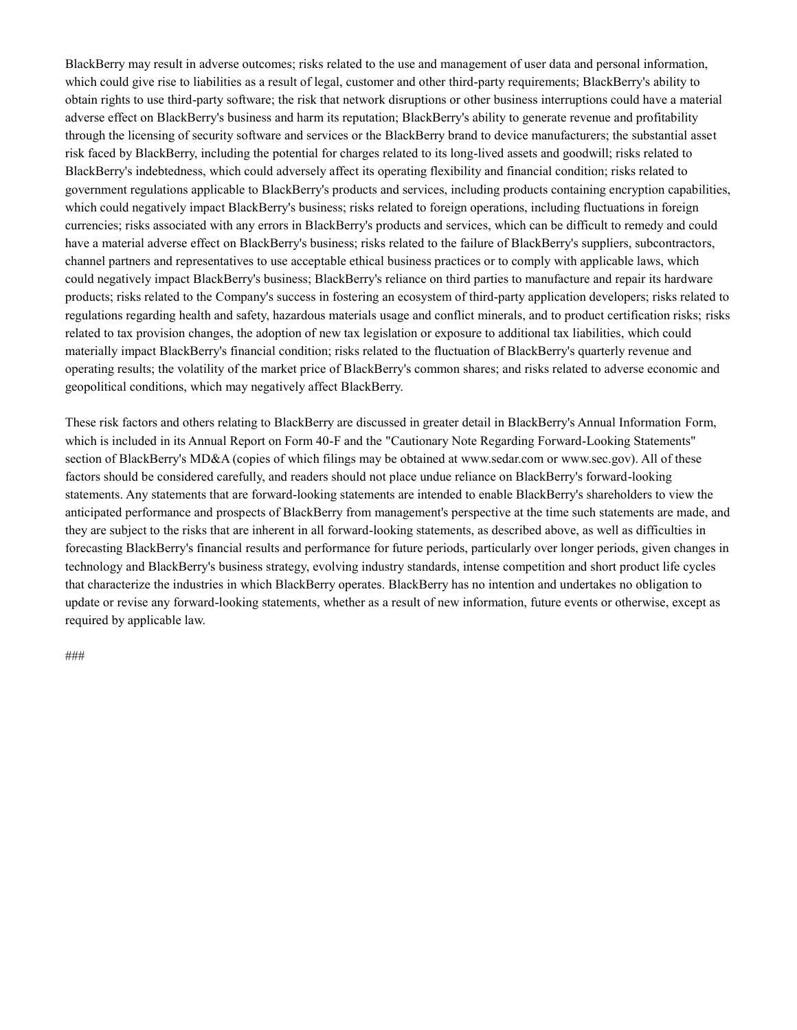BlackBerry may result in adverse outcomes; risks related to the use and management of user data and personal information, which could give rise to liabilities as a result of legal, customer and other third-party requirements; BlackBerry's ability to obtain rights to use third-party software; the risk that network disruptions or other business interruptions could have a material adverse effect on BlackBerry's business and harm its reputation; BlackBerry's ability to generate revenue and profitability through the licensing of security software and services or the BlackBerry brand to device manufacturers; the substantial asset risk faced by BlackBerry, including the potential for charges related to its long-lived assets and goodwill; risks related to BlackBerry's indebtedness, which could adversely affect its operating flexibility and financial condition; risks related to government regulations applicable to BlackBerry's products and services, including products containing encryption capabilities, which could negatively impact BlackBerry's business; risks related to foreign operations, including fluctuations in foreign currencies; risks associated with any errors in BlackBerry's products and services, which can be difficult to remedy and could have a material adverse effect on BlackBerry's business; risks related to the failure of BlackBerry's suppliers, subcontractors, channel partners and representatives to use acceptable ethical business practices or to comply with applicable laws, which could negatively impact BlackBerry's business; BlackBerry's reliance on third parties to manufacture and repair its hardware products; risks related to the Company's success in fostering an ecosystem of third-party application developers; risks related to regulations regarding health and safety, hazardous materials usage and conflict minerals, and to product certification risks; risks related to tax provision changes, the adoption of new tax legislation or exposure to additional tax liabilities, which could materially impact BlackBerry's financial condition; risks related to the fluctuation of BlackBerry's quarterly revenue and operating results; the volatility of the market price of BlackBerry's common shares; and risks related to adverse economic and geopolitical conditions, which may negatively affect BlackBerry.

These risk factors and others relating to BlackBerry are discussed in greater detail in BlackBerry's Annual Information Form, which is included in its Annual Report on Form 40-F and the "Cautionary Note Regarding Forward-Looking Statements" section of BlackBerry's MD&A (copies of which filings may be obtained at www.sedar.com or www.sec.gov). All of these factors should be considered carefully, and readers should not place undue reliance on BlackBerry's forward-looking statements. Any statements that are forward-looking statements are intended to enable BlackBerry's shareholders to view the anticipated performance and prospects of BlackBerry from management's perspective at the time such statements are made, and they are subject to the risks that are inherent in all forward-looking statements, as described above, as well as difficulties in forecasting BlackBerry's financial results and performance for future periods, particularly over longer periods, given changes in technology and BlackBerry's business strategy, evolving industry standards, intense competition and short product life cycles that characterize the industries in which BlackBerry operates. BlackBerry has no intention and undertakes no obligation to update or revise any forward-looking statements, whether as a result of new information, future events or otherwise, except as required by applicable law.

###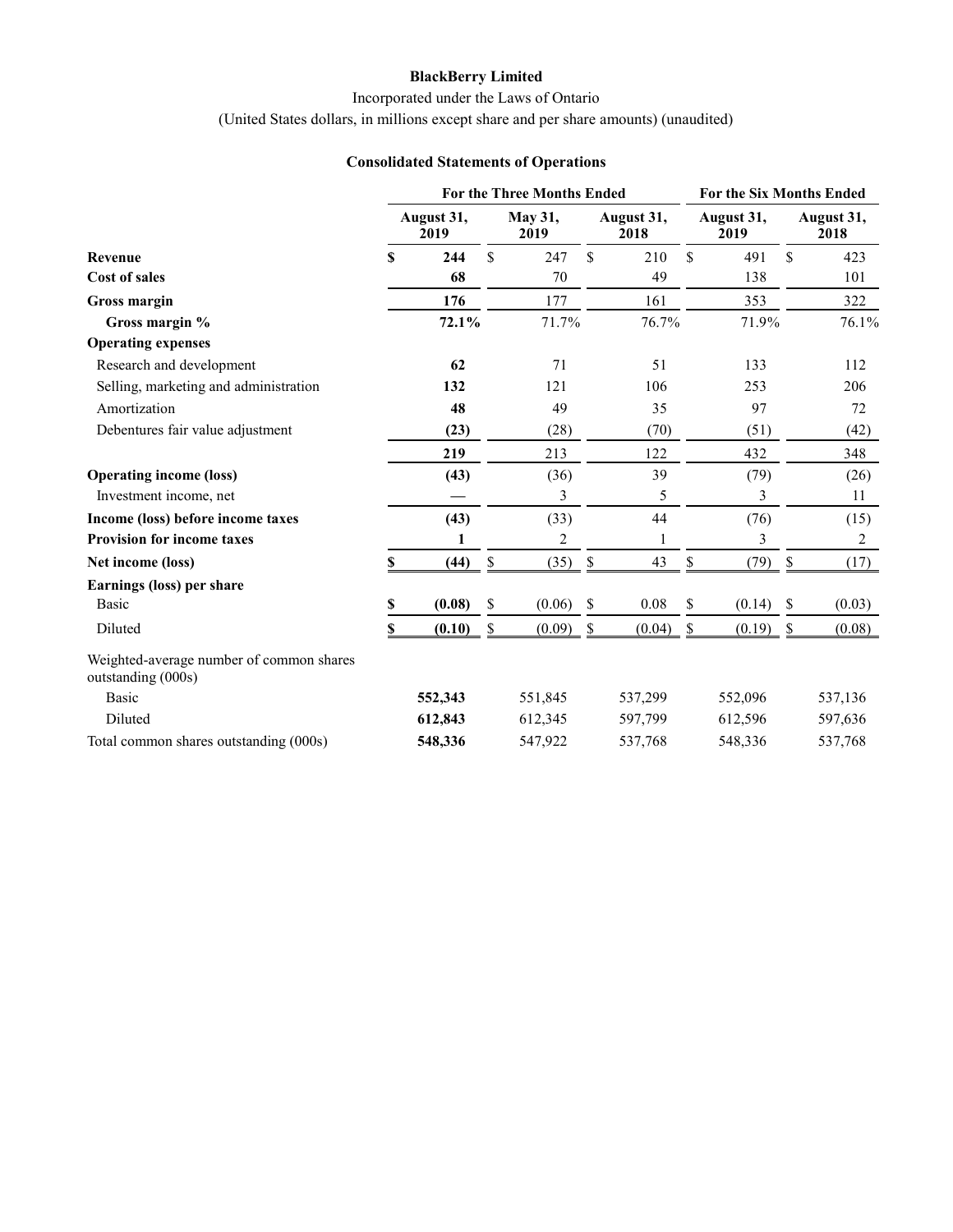**BlackBerry Limited**

Incorporated under the Laws of Ontario

(United States dollars, in millions except share and per share amounts) (unaudited)

**Consolidated Statements of Operations**

| | For the Three Months Ended | | | For the Six Months Ended | |
|---|---|---|---|---|---|
| | **August 31, 2019** | **May 31, 2019** | **August 31, 2018** | **August 31, 2019** | **August 31, 2018** |
| **Revenue** | **$ 244** | $ 247 | $ 210 | $ 491 | $ 423 |
| **Cost of sales** | **68** | 70 | 49 | 138 | 101 |
| **Gross margin** | **176** | 177 | 161 | 353 | 322 |
| **Gross margin %** | **72.1%** | 71.7% | 76.7% | 71.9% | 76.1% |
| **Operating expenses** | | | | | |
| Research and development | **62** | 71 | 51 | 133 | 112 |
| Selling, marketing and administration | **132** | 121 | 106 | 253 | 206 |
| Amortization | **48** | 49 | 35 | 97 | 72 |
| Debentures fair value adjustment | **(23)** | (28) | (70) | (51) | (42) |
| | **219** | 213 | 122 | 432 | 348 |
| **Operating income (loss)** | **(43)** | (36) | 39 | (79) | (26) |
| Investment income, net | **—** | 3 | 5 | 3 | 11 |
| **Income (loss) before income taxes** | **(43)** | (33) | 44 | (76) | (15) |
| **Provision for income taxes** | **1** | 2 | 1 | 3 | 2 |
| **Net income (loss)** | **$ (44)** | $ (35) | $ 43 | $ (79) | $ (17) |
| **Earnings (loss) per share** | | | | | |
| Basic | **$ (0.08)** | $ (0.06) | $ 0.08 | $ (0.14) | $ (0.03) |
| Diluted | **$ (0.10)** | $ (0.09) | $ (0.04) | $ (0.19) | $ (0.08) |
| Weighted-average number of common shares outstanding (000s) | | | | | |
| Basic | **552,343** | 551,845 | 537,299 | 552,096 | 537,136 |
| Diluted | **612,843** | 612,345 | 597,799 | 612,596 | 597,636 |
| Total common shares outstanding (000s) | **548,336** | 547,922 | 537,768 | 548,336 | 537,768 |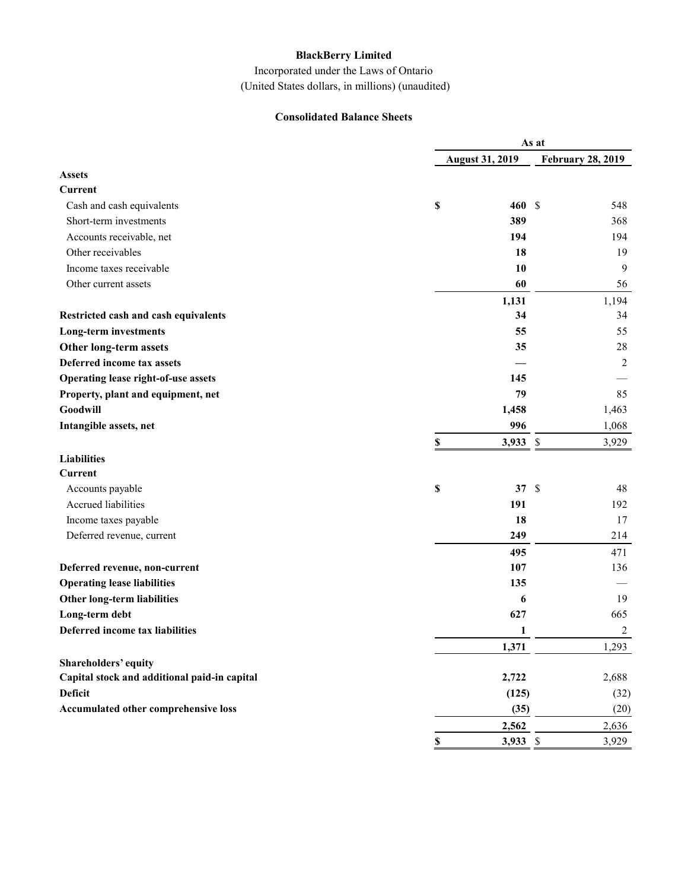**BlackBerry Limited**

Incorporated under the Laws of Ontario

(United States dollars, in millions) (unaudited)

**Consolidated Balance Sheets**

| | As at | |
|---|---|---|
| | **August 31, 2019** | **February 28, 2019** |
| **Assets** | | |
| **Current** | | |
| Cash and cash equivalents | **$ 460** | $ 548 |
| Short-term investments | **389** | 368 |
| Accounts receivable, net | **194** | 194 |
| Other receivables | **18** | 19 |
| Income taxes receivable | **10** | 9 |
| Other current assets | **60** | 56 |
| | **1,131** | 1,194 |
| **Restricted cash and cash equivalents** | **34** | 34 |
| **Long-term investments** | **55** | 55 |
| **Other long-term assets** | **35** | 28 |
| **Deferred income tax assets** | **—** | 2 |
| **Operating lease right-of-use assets** | **145** | — |
| **Property, plant and equipment, net** | **79** | 85 |
| **Goodwill** | **1,458** | 1,463 |
| **Intangible assets, net** | **996** | 1,068 |
| | **$ 3,933** | $ 3,929 |
| **Liabilities** | | |
| **Current** | | |
| Accounts payable | **$ 37** | $ 48 |
| Accrued liabilities | **191** | 192 |
| Income taxes payable | **18** | 17 |
| Deferred revenue, current | **249** | 214 |
| | **495** | 471 |
| **Deferred revenue, non-current** | **107** | 136 |
| **Operating lease liabilities** | **135** | — |
| **Other long-term liabilities** | **6** | 19 |
| **Long-term debt** | **627** | 665 |
| **Deferred income tax liabilities** | **1** | 2 |
| | **1,371** | 1,293 |
| **Shareholders' equity** | | |
| **Capital stock and additional paid-in capital** | **2,722** | 2,688 |
| **Deficit** | **(125)** | (32) |
| **Accumulated other comprehensive loss** | **(35)** | (20) |
| | **2,562** | 2,636 |
| | **$ 3,933** | $ 3,929 |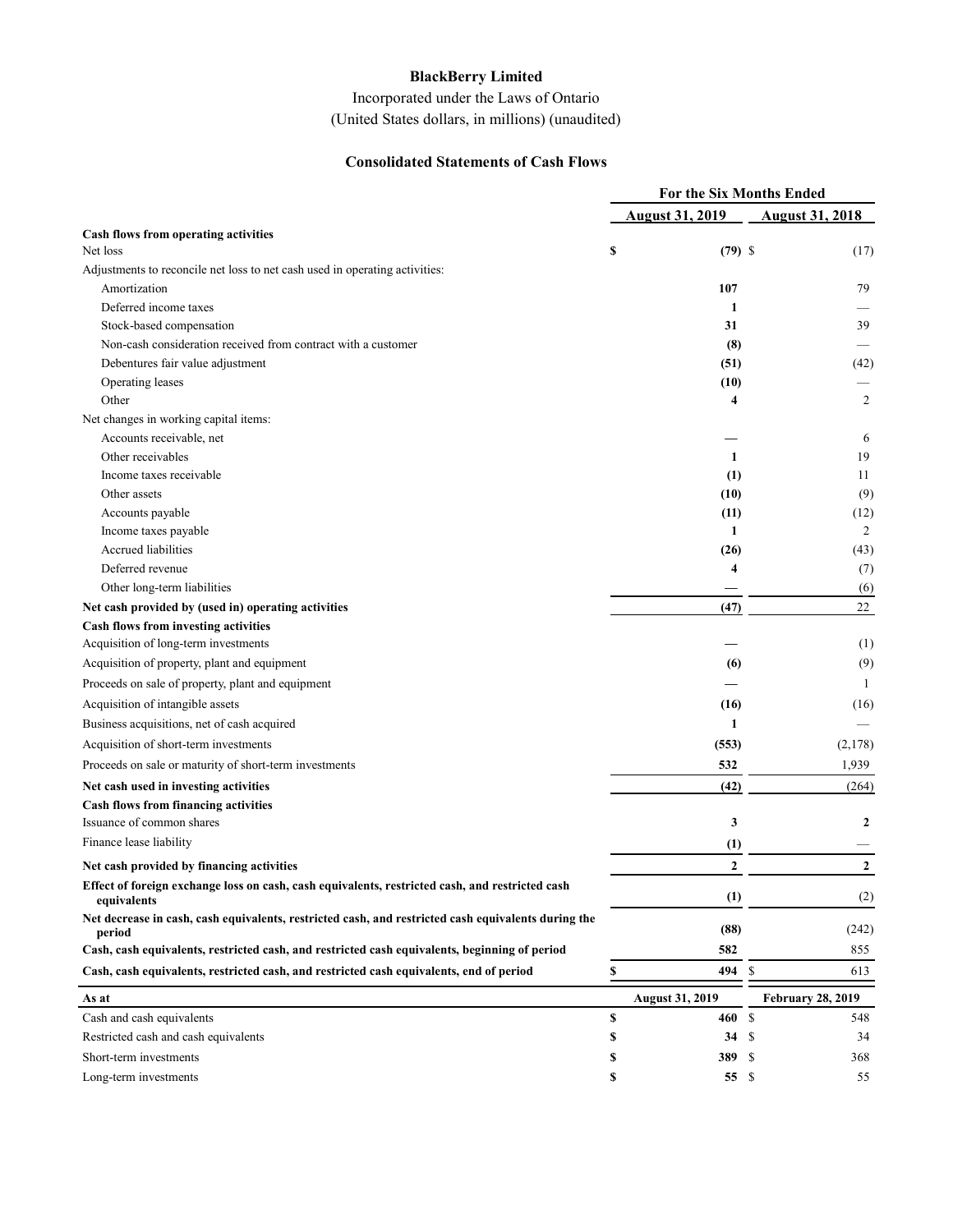**BlackBerry Limited**

Incorporated under the Laws of Ontario

(United States dollars, in millions) (unaudited)

**Consolidated Statements of Cash Flows**

| | For the Six Months Ended | |
|---|---|---|
| | August 31, 2019 | August 31, 2018 |
| **Cash flows from operating activities** | | |
| Net loss | $ **(79)** | $ (17) |
| Adjustments to reconcile net loss to net cash used in operating activities: | | |
| Amortization | **107** | 79 |
| Deferred income taxes | **1** | — |
| Stock-based compensation | **31** | 39 |
| Non-cash consideration received from contract with a customer | **(8)** | — |
| Debentures fair value adjustment | **(51)** | (42) |
| Operating leases | **(10)** | — |
| Other | **4** | 2 |
| Net changes in working capital items: | | |
| Accounts receivable, net | — | 6 |
| Other receivables | **1** | 19 |
| Income taxes receivable | **(1)** | 11 |
| Other assets | **(10)** | (9) |
| Accounts payable | **(11)** | (12) |
| Income taxes payable | **1** | 2 |
| Accrued liabilities | **(26)** | (43) |
| Deferred revenue | **4** | (7) |
| Other long-term liabilities | — | (6) |
| **Net cash provided by (used in) operating activities** | **(47)** | 22 |
| **Cash flows from investing activities** | | |
| Acquisition of long-term investments | — | (1) |
| Acquisition of property, plant and equipment | **(6)** | (9) |
| Proceeds on sale of property, plant and equipment | — | 1 |
| Acquisition of intangible assets | **(16)** | (16) |
| Business acquisitions, net of cash acquired | **1** | — |
| Acquisition of short-term investments | **(553)** | (2,178) |
| Proceeds on sale or maturity of short-term investments | **532** | 1,939 |
| **Net cash used in investing activities** | **(42)** | (264) |
| **Cash flows from financing activities** | | |
| Issuance of common shares | **3** | **2** |
| Finance lease liability | **(1)** | — |
| **Net cash provided by financing activities** | **2** | **2** |
| **Effect of foreign exchange loss on cash, cash equivalents, restricted cash, and restricted cash equivalents** | **(1)** | (2) |
| **Net decrease in cash, cash equivalents, restricted cash, and restricted cash equivalents during the period** | **(88)** | (242) |
| **Cash, cash equivalents, restricted cash, and restricted cash equivalents, beginning of period** | **582** | 855 |
| **Cash, cash equivalents, restricted cash, and restricted cash equivalents, end of period** | $ **494** | $ 613 |

| As at | August 31, 2019 | February 28, 2019 |
|---|---|---|
| Cash and cash equivalents | $ **460** | $ 548 |
| Restricted cash and cash equivalents | $ **34** | $ 34 |
| Short-term investments | $ **389** | $ 368 |
| Long-term investments | $ **55** | $ 55 |